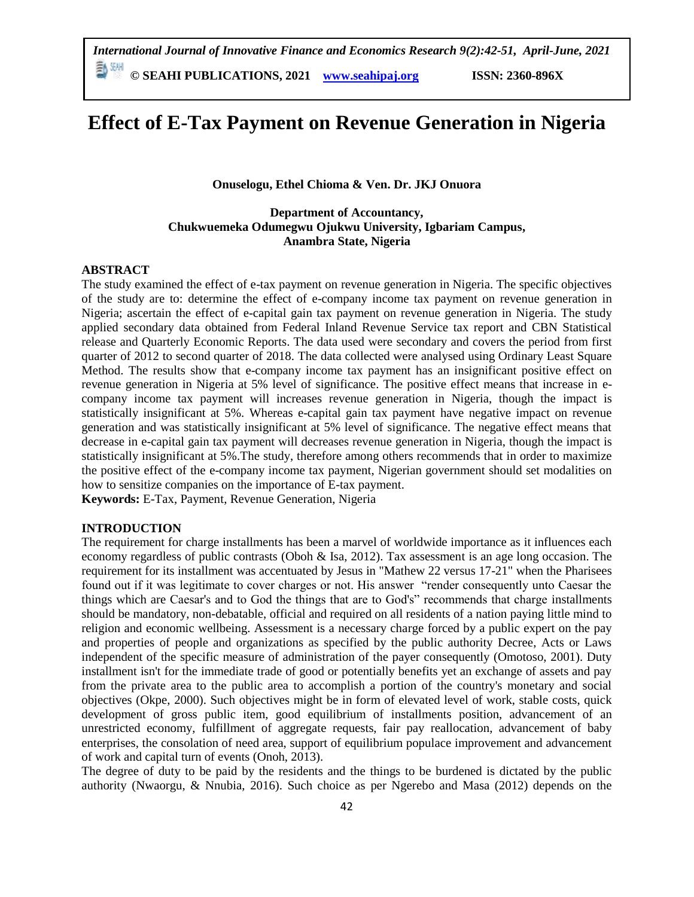# Effect of E-Tax Payment on Revenue Generation in Nigeria

**Onuselogu, Ethel Chioma & Ven. Dr. JKJ Onuora**

**Department of Accountancy,**
**Chukwuemeka Odumegwu Ojukwu University, Igbariam Campus,**
**Anambra State, Nigeria**

## ABSTRACT

The study examined the effect of e-tax payment on revenue generation in Nigeria. The specific objectives of the study are to: determine the effect of e-company income tax payment on revenue generation in Nigeria; ascertain the effect of e-capital gain tax payment on revenue generation in Nigeria. The study applied secondary data obtained from Federal Inland Revenue Service tax report and CBN Statistical release and Quarterly Economic Reports. The data used were secondary and covers the period from first quarter of 2012 to second quarter of 2018. The data collected were analysed using Ordinary Least Square Method. The results show that e-company income tax payment has an insignificant positive effect on revenue generation in Nigeria at 5% level of significance. The positive effect means that increase in e-company income tax payment will increases revenue generation in Nigeria, though the impact is statistically insignificant at 5%. Whereas e-capital gain tax payment have negative impact on revenue generation and was statistically insignificant at 5% level of significance. The negative effect means that decrease in e-capital gain tax payment will decreases revenue generation in Nigeria, though the impact is statistically insignificant at 5%.The study, therefore among others recommends that in order to maximize the positive effect of the e-company income tax payment, Nigerian government should set modalities on how to sensitize companies on the importance of E-tax payment.

**Keywords:** E-Tax, Payment, Revenue Generation, Nigeria

## INTRODUCTION

The requirement for charge installments has been a marvel of worldwide importance as it influences each economy regardless of public contrasts (Oboh & Isa, 2012). Tax assessment is an age long occasion. The requirement for its installment was accentuated by Jesus in "Mathew 22 versus 17-21" when the Pharisees found out if it was legitimate to cover charges or not. His answer "render consequently unto Caesar the things which are Caesar's and to God the things that are to God's" recommends that charge installments should be mandatory, non-debatable, official and required on all residents of a nation paying little mind to religion and economic wellbeing. Assessment is a necessary charge forced by a public expert on the pay and properties of people and organizations as specified by the public authority Decree, Acts or Laws independent of the specific measure of administration of the payer consequently (Omotoso, 2001). Duty installment isn't for the immediate trade of good or potentially benefits yet an exchange of assets and pay from the private area to the public area to accomplish a portion of the country's monetary and social objectives (Okpe, 2000). Such objectives might be in form of elevated level of work, stable costs, quick development of gross public item, good equilibrium of installments position, advancement of an unrestricted economy, fulfillment of aggregate requests, fair pay reallocation, advancement of baby enterprises, the consolation of need area, support of equilibrium populace improvement and advancement of work and capital turn of events (Onoh, 2013).

The degree of duty to be paid by the residents and the things to be burdened is dictated by the public authority (Nwaorgu, & Nnubia, 2016). Such choice as per Ngerebo and Masa (2012) depends on the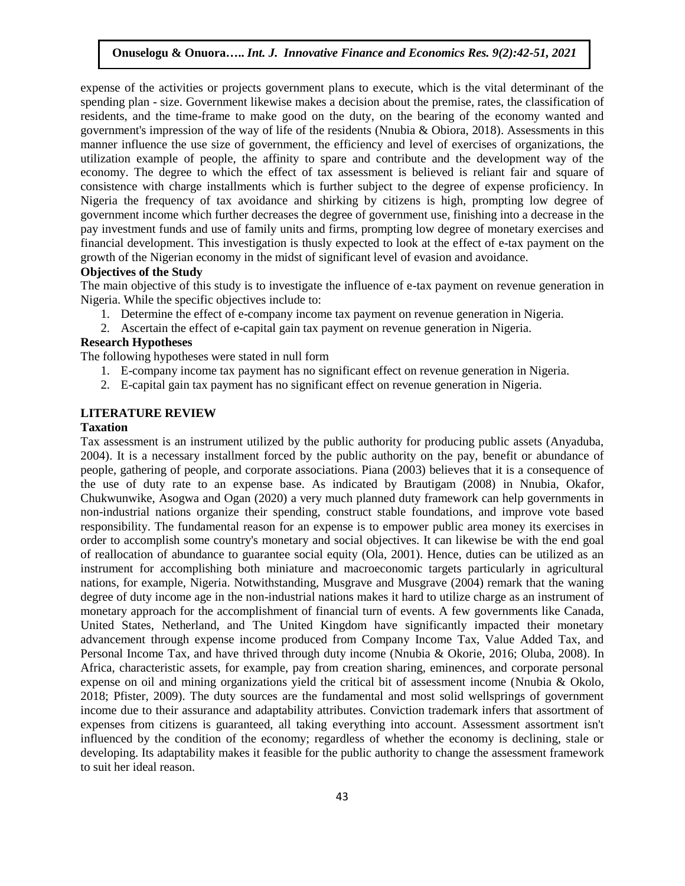expense of the activities or projects government plans to execute, which is the vital determinant of the spending plan - size. Government likewise makes a decision about the premise, rates, the classification of residents, and the time-frame to make good on the duty, on the bearing of the economy wanted and government's impression of the way of life of the residents (Nnubia & Obiora, 2018). Assessments in this manner influence the use size of government, the efficiency and level of exercises of organizations, the utilization example of people, the affinity to spare and contribute and the development way of the economy. The degree to which the effect of tax assessment is believed is reliant fair and square of consistence with charge installments which is further subject to the degree of expense proficiency. In Nigeria the frequency of tax avoidance and shirking by citizens is high, prompting low degree of government income which further decreases the degree of government use, finishing into a decrease in the pay investment funds and use of family units and firms, prompting low degree of monetary exercises and financial development. This investigation is thusly expected to look at the effect of e-tax payment on the growth of the Nigerian economy in the midst of significant level of evasion and avoidance.

### Objectives of the Study

The main objective of this study is to investigate the influence of e-tax payment on revenue generation in Nigeria. While the specific objectives include to:

1. Determine the effect of e-company income tax payment on revenue generation in Nigeria.
2. Ascertain the effect of e-capital gain tax payment on revenue generation in Nigeria.

### Research Hypotheses

The following hypotheses were stated in null form

1. E-company income tax payment has no significant effect on revenue generation in Nigeria.
2. E-capital gain tax payment has no significant effect on revenue generation in Nigeria.

## LITERATURE REVIEW

### Taxation

Tax assessment is an instrument utilized by the public authority for producing public assets (Anyaduba, 2004). It is a necessary installment forced by the public authority on the pay, benefit or abundance of people, gathering of people, and corporate associations. Piana (2003) believes that it is a consequence of the use of duty rate to an expense base. As indicated by Brautigam (2008) in Nnubia, Okafor, Chukwunwike, Asogwa and Ogan (2020) a very much planned duty framework can help governments in non-industrial nations organize their spending, construct stable foundations, and improve vote based responsibility. The fundamental reason for an expense is to empower public area money its exercises in order to accomplish some country's monetary and social objectives. It can likewise be with the end goal of reallocation of abundance to guarantee social equity (Ola, 2001). Hence, duties can be utilized as an instrument for accomplishing both miniature and macroeconomic targets particularly in agricultural nations, for example, Nigeria. Notwithstanding, Musgrave and Musgrave (2004) remark that the waning degree of duty income age in the non-industrial nations makes it hard to utilize charge as an instrument of monetary approach for the accomplishment of financial turn of events. A few governments like Canada, United States, Netherland, and The United Kingdom have significantly impacted their monetary advancement through expense income produced from Company Income Tax, Value Added Tax, and Personal Income Tax, and have thrived through duty income (Nnubia & Okorie, 2016; Oluba, 2008). In Africa, characteristic assets, for example, pay from creation sharing, eminences, and corporate personal expense on oil and mining organizations yield the critical bit of assessment income (Nnubia & Okolo, 2018; Pfister, 2009). The duty sources are the fundamental and most solid wellsprings of government income due to their assurance and adaptability attributes. Conviction trademark infers that assortment of expenses from citizens is guaranteed, all taking everything into account. Assessment assortment isn't influenced by the condition of the economy; regardless of whether the economy is declining, stale or developing. Its adaptability makes it feasible for the public authority to change the assessment framework to suit her ideal reason.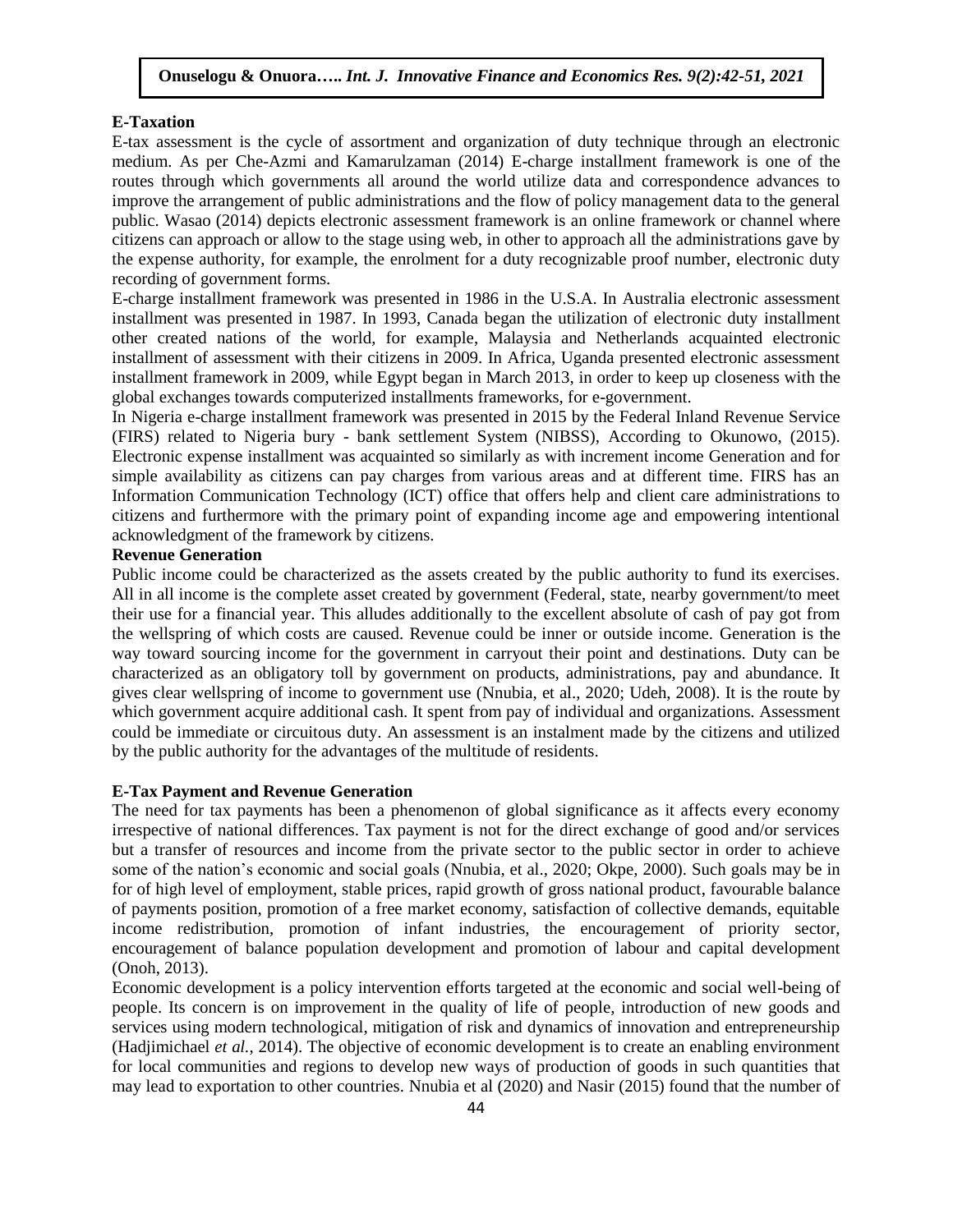### E-Taxation

E-tax assessment is the cycle of assortment and organization of duty technique through an electronic medium. As per Che-Azmi and Kamarulzaman (2014) E-charge installment framework is one of the routes through which governments all around the world utilize data and correspondence advances to improve the arrangement of public administrations and the flow of policy management data to the general public. Wasao (2014) depicts electronic assessment framework is an online framework or channel where citizens can approach or allow to the stage using web, in other to approach all the administrations gave by the expense authority, for example, the enrolment for a duty recognizable proof number, electronic duty recording of government forms.

E-charge installment framework was presented in 1986 in the U.S.A. In Australia electronic assessment installment was presented in 1987. In 1993, Canada began the utilization of electronic duty installment other created nations of the world, for example, Malaysia and Netherlands acquainted electronic installment of assessment with their citizens in 2009. In Africa, Uganda presented electronic assessment installment framework in 2009, while Egypt began in March 2013, in order to keep up closeness with the global exchanges towards computerized installments frameworks, for e-government.

In Nigeria e-charge installment framework was presented in 2015 by the Federal Inland Revenue Service (FIRS) related to Nigeria bury - bank settlement System (NIBSS), According to Okunowo, (2015). Electronic expense installment was acquainted so similarly as with increment income Generation and for simple availability as citizens can pay charges from various areas and at different time. FIRS has an Information Communication Technology (ICT) office that offers help and client care administrations to citizens and furthermore with the primary point of expanding income age and empowering intentional acknowledgment of the framework by citizens.

### Revenue Generation

Public income could be characterized as the assets created by the public authority to fund its exercises. All in all income is the complete asset created by government (Federal, state, nearby government/to meet their use for a financial year. This alludes additionally to the excellent absolute of cash of pay got from the wellspring of which costs are caused. Revenue could be inner or outside income. Generation is the way toward sourcing income for the government in carryout their point and destinations. Duty can be characterized as an obligatory toll by government on products, administrations, pay and abundance. It gives clear wellspring of income to government use (Nnubia, et al., 2020; Udeh, 2008). It is the route by which government acquire additional cash. It spent from pay of individual and organizations. Assessment could be immediate or circuitous duty. An assessment is an instalment made by the citizens and utilized by the public authority for the advantages of the multitude of residents.

### E-Tax Payment and Revenue Generation

The need for tax payments has been a phenomenon of global significance as it affects every economy irrespective of national differences. Tax payment is not for the direct exchange of good and/or services but a transfer of resources and income from the private sector to the public sector in order to achieve some of the nation's economic and social goals (Nnubia, et al., 2020; Okpe, 2000). Such goals may be in for of high level of employment, stable prices, rapid growth of gross national product, favourable balance of payments position, promotion of a free market economy, satisfaction of collective demands, equitable income redistribution, promotion of infant industries, the encouragement of priority sector, encouragement of balance population development and promotion of labour and capital development (Onoh, 2013).

Economic development is a policy intervention efforts targeted at the economic and social well-being of people. Its concern is on improvement in the quality of life of people, introduction of new goods and services using modern technological, mitigation of risk and dynamics of innovation and entrepreneurship (Hadjimichael *et al.*, 2014). The objective of economic development is to create an enabling environment for local communities and regions to develop new ways of production of goods in such quantities that may lead to exportation to other countries. Nnubia et al (2020) and Nasir (2015) found that the number of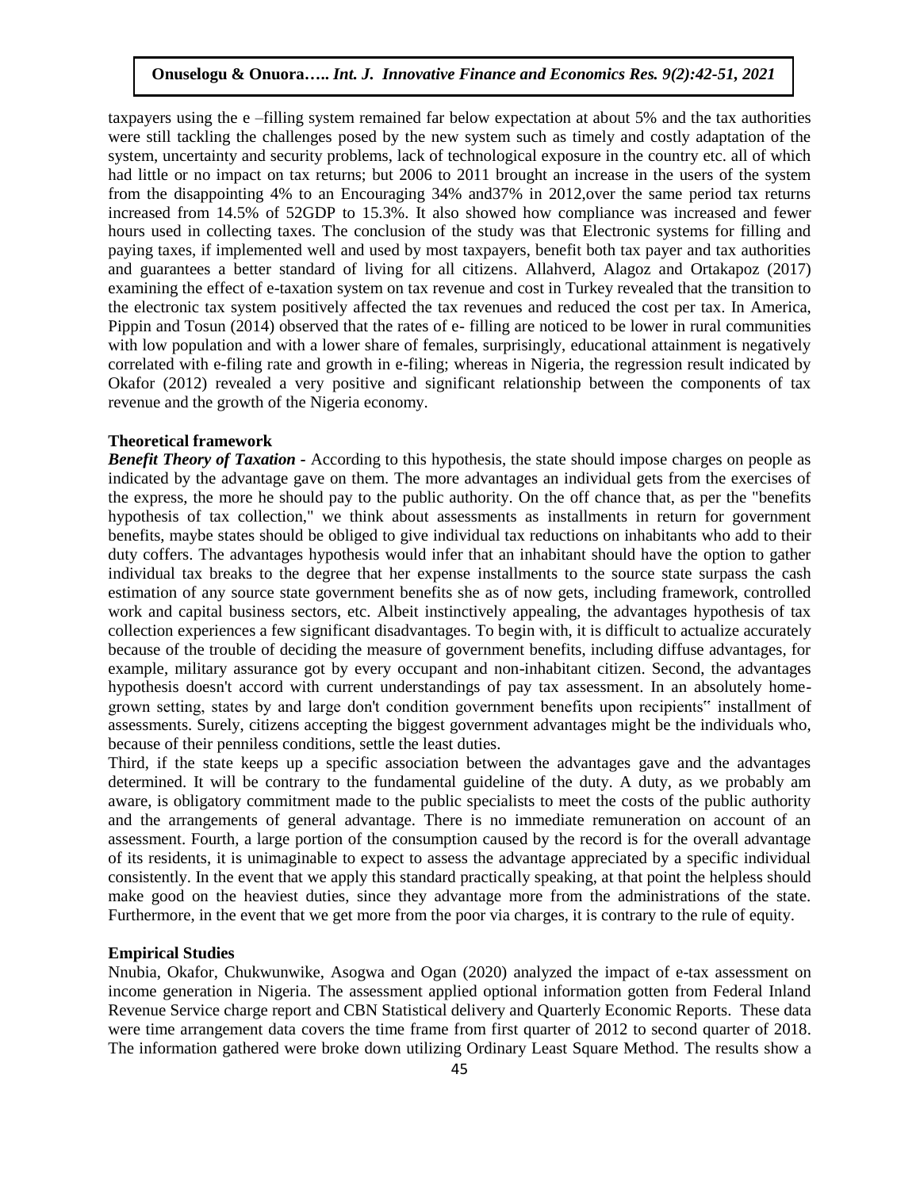taxpayers using the e –filling system remained far below expectation at about 5% and the tax authorities were still tackling the challenges posed by the new system such as timely and costly adaptation of the system, uncertainty and security problems, lack of technological exposure in the country etc. all of which had little or no impact on tax returns; but 2006 to 2011 brought an increase in the users of the system from the disappointing 4% to an Encouraging 34% and37% in 2012,over the same period tax returns increased from 14.5% of 52GDP to 15.3%. It also showed how compliance was increased and fewer hours used in collecting taxes. The conclusion of the study was that Electronic systems for filling and paying taxes, if implemented well and used by most taxpayers, benefit both tax payer and tax authorities and guarantees a better standard of living for all citizens. Allahverd, Alagoz and Ortakapoz (2017) examining the effect of e-taxation system on tax revenue and cost in Turkey revealed that the transition to the electronic tax system positively affected the tax revenues and reduced the cost per tax. In America, Pippin and Tosun (2014) observed that the rates of e- filling are noticed to be lower in rural communities with low population and with a lower share of females, surprisingly, educational attainment is negatively correlated with e-filing rate and growth in e-filing; whereas in Nigeria, the regression result indicated by Okafor (2012) revealed a very positive and significant relationship between the components of tax revenue and the growth of the Nigeria economy.

**Theoretical framework**

***Benefit Theory of Taxation*** - According to this hypothesis, the state should impose charges on people as indicated by the advantage gave on them. The more advantages an individual gets from the exercises of the express, the more he should pay to the public authority. On the off chance that, as per the "benefits hypothesis of tax collection," we think about assessments as installments in return for government benefits, maybe states should be obliged to give individual tax reductions on inhabitants who add to their duty coffers. The advantages hypothesis would infer that an inhabitant should have the option to gather individual tax breaks to the degree that her expense installments to the source state surpass the cash estimation of any source state government benefits she as of now gets, including framework, controlled work and capital business sectors, etc. Albeit instinctively appealing, the advantages hypothesis of tax collection experiences a few significant disadvantages. To begin with, it is difficult to actualize accurately because of the trouble of deciding the measure of government benefits, including diffuse advantages, for example, military assurance got by every occupant and non-inhabitant citizen. Second, the advantages hypothesis doesn't accord with current understandings of pay tax assessment. In an absolutely home-grown setting, states by and large don't condition government benefits upon recipients" installment of assessments. Surely, citizens accepting the biggest government advantages might be the individuals who, because of their penniless conditions, settle the least duties.

Third, if the state keeps up a specific association between the advantages gave and the advantages determined. It will be contrary to the fundamental guideline of the duty. A duty, as we probably am aware, is obligatory commitment made to the public specialists to meet the costs of the public authority and the arrangements of general advantage. There is no immediate remuneration on account of an assessment. Fourth, a large portion of the consumption caused by the record is for the overall advantage of its residents, it is unimaginable to expect to assess the advantage appreciated by a specific individual consistently. In the event that we apply this standard practically speaking, at that point the helpless should make good on the heaviest duties, since they advantage more from the administrations of the state. Furthermore, in the event that we get more from the poor via charges, it is contrary to the rule of equity.

**Empirical Studies**

Nnubia, Okafor, Chukwunwike, Asogwa and Ogan (2020) analyzed the impact of e-tax assessment on income generation in Nigeria. The assessment applied optional information gotten from Federal Inland Revenue Service charge report and CBN Statistical delivery and Quarterly Economic Reports. These data were time arrangement data covers the time frame from first quarter of 2012 to second quarter of 2018. The information gathered were broke down utilizing Ordinary Least Square Method. The results show a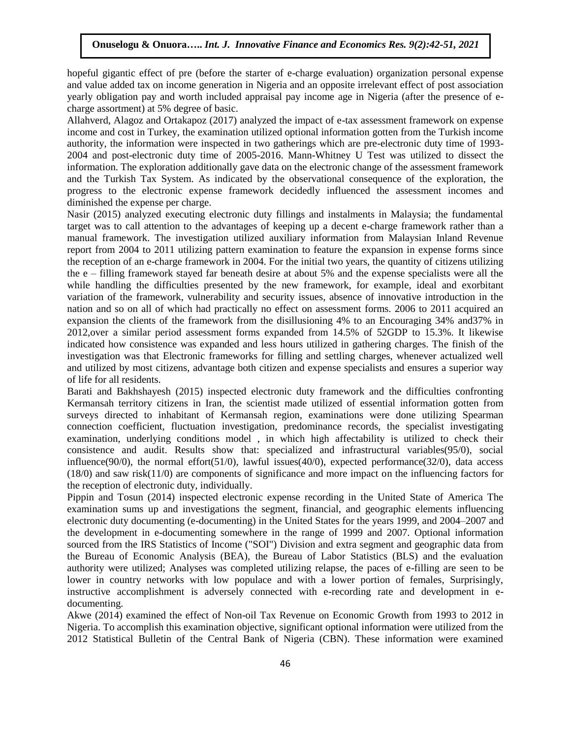hopeful gigantic effect of pre (before the starter of e-charge evaluation) organization personal expense and value added tax on income generation in Nigeria and an opposite irrelevant effect of post association yearly obligation pay and worth included appraisal pay income age in Nigeria (after the presence of e-charge assortment) at 5% degree of basic.

Allahverd, Alagoz and Ortakapoz (2017) analyzed the impact of e-tax assessment framework on expense income and cost in Turkey, the examination utilized optional information gotten from the Turkish income authority, the information were inspected in two gatherings which are pre-electronic duty time of 1993-2004 and post-electronic duty time of 2005-2016. Mann-Whitney U Test was utilized to dissect the information. The exploration additionally gave data on the electronic change of the assessment framework and the Turkish Tax System. As indicated by the observational consequence of the exploration, the progress to the electronic expense framework decidedly influenced the assessment incomes and diminished the expense per charge.

Nasir (2015) analyzed executing electronic duty fillings and instalments in Malaysia; the fundamental target was to call attention to the advantages of keeping up a decent e-charge framework rather than a manual framework. The investigation utilized auxiliary information from Malaysian Inland Revenue report from 2004 to 2011 utilizing pattern examination to feature the expansion in expense forms since the reception of an e-charge framework in 2004. For the initial two years, the quantity of citizens utilizing the e – filling framework stayed far beneath desire at about 5% and the expense specialists were all the while handling the difficulties presented by the new framework, for example, ideal and exorbitant variation of the framework, vulnerability and security issues, absence of innovative introduction in the nation and so on all of which had practically no effect on assessment forms. 2006 to 2011 acquired an expansion the clients of the framework from the disillusioning 4% to an Encouraging 34% and37% in 2012,over a similar period assessment forms expanded from 14.5% of 52GDP to 15.3%. It likewise indicated how consistence was expanded and less hours utilized in gathering charges. The finish of the investigation was that Electronic frameworks for filling and settling charges, whenever actualized well and utilized by most citizens, advantage both citizen and expense specialists and ensures a superior way of life for all residents.

Barati and Bakhshayesh (2015) inspected electronic duty framework and the difficulties confronting Kermansah territory citizens in Iran, the scientist made utilized of essential information gotten from surveys directed to inhabitant of Kermansah region, examinations were done utilizing Spearman connection coefficient, fluctuation investigation, predominance records, the specialist investigating examination, underlying conditions model , in which high affectability is utilized to check their consistence and audit. Results show that: specialized and infrastructural variables(95/0), social influence(90/0), the normal effort(51/0), lawful issues(40/0), expected performance(32/0), data access (18/0) and saw risk(11/0) are components of significance and more impact on the influencing factors for the reception of electronic duty, individually.

Pippin and Tosun (2014) inspected electronic expense recording in the United State of America The examination sums up and investigations the segment, financial, and geographic elements influencing electronic duty documenting (e-documenting) in the United States for the years 1999, and 2004–2007 and the development in e-documenting somewhere in the range of 1999 and 2007. Optional information sourced from the IRS Statistics of Income ("SOI") Division and extra segment and geographic data from the Bureau of Economic Analysis (BEA), the Bureau of Labor Statistics (BLS) and the evaluation authority were utilized; Analyses was completed utilizing relapse, the paces of e-filling are seen to be lower in country networks with low populace and with a lower portion of females, Surprisingly, instructive accomplishment is adversely connected with e-recording rate and development in e-documenting.

Akwe (2014) examined the effect of Non-oil Tax Revenue on Economic Growth from 1993 to 2012 in Nigeria. To accomplish this examination objective, significant optional information were utilized from the 2012 Statistical Bulletin of the Central Bank of Nigeria (CBN). These information were examined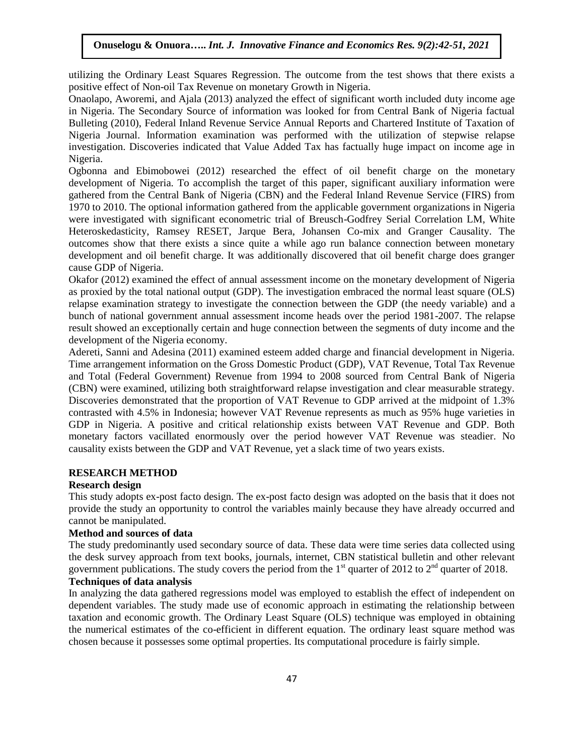utilizing the Ordinary Least Squares Regression. The outcome from the test shows that there exists a positive effect of Non-oil Tax Revenue on monetary Growth in Nigeria.

Onaolapo, Aworemi, and Ajala (2013) analyzed the effect of significant worth included duty income age in Nigeria. The Secondary Source of information was looked for from Central Bank of Nigeria factual Bulleting (2010), Federal Inland Revenue Service Annual Reports and Chartered Institute of Taxation of Nigeria Journal. Information examination was performed with the utilization of stepwise relapse investigation. Discoveries indicated that Value Added Tax has factually huge impact on income age in Nigeria.

Ogbonna and Ebimobowei (2012) researched the effect of oil benefit charge on the monetary development of Nigeria. To accomplish the target of this paper, significant auxiliary information were gathered from the Central Bank of Nigeria (CBN) and the Federal Inland Revenue Service (FIRS) from 1970 to 2010. The optional information gathered from the applicable government organizations in Nigeria were investigated with significant econometric trial of Breusch-Godfrey Serial Correlation LM, White Heteroskedasticity, Ramsey RESET, Jarque Bera, Johansen Co-mix and Granger Causality. The outcomes show that there exists a since quite a while ago run balance connection between monetary development and oil benefit charge. It was additionally discovered that oil benefit charge does granger cause GDP of Nigeria.

Okafor (2012) examined the effect of annual assessment income on the monetary development of Nigeria as proxied by the total national output (GDP). The investigation embraced the normal least square (OLS) relapse examination strategy to investigate the connection between the GDP (the needy variable) and a bunch of national government annual assessment income heads over the period 1981-2007. The relapse result showed an exceptionally certain and huge connection between the segments of duty income and the development of the Nigeria economy.

Adereti, Sanni and Adesina (2011) examined esteem added charge and financial development in Nigeria. Time arrangement information on the Gross Domestic Product (GDP), VAT Revenue, Total Tax Revenue and Total (Federal Government) Revenue from 1994 to 2008 sourced from Central Bank of Nigeria (CBN) were examined, utilizing both straightforward relapse investigation and clear measurable strategy. Discoveries demonstrated that the proportion of VAT Revenue to GDP arrived at the midpoint of 1.3% contrasted with 4.5% in Indonesia; however VAT Revenue represents as much as 95% huge varieties in GDP in Nigeria. A positive and critical relationship exists between VAT Revenue and GDP. Both monetary factors vacillated enormously over the period however VAT Revenue was steadier. No causality exists between the GDP and VAT Revenue, yet a slack time of two years exists.

## RESEARCH METHOD

### Research design

This study adopts ex-post facto design. The ex-post facto design was adopted on the basis that it does not provide the study an opportunity to control the variables mainly because they have already occurred and cannot be manipulated.

### Method and sources of data

The study predominantly used secondary source of data. These data were time series data collected using the desk survey approach from text books, journals, internet, CBN statistical bulletin and other relevant government publications. The study covers the period from the 1st quarter of 2012 to 2nd quarter of 2018.

### Techniques of data analysis

In analyzing the data gathered regressions model was employed to establish the effect of independent on dependent variables. The study made use of economic approach in estimating the relationship between taxation and economic growth. The Ordinary Least Square (OLS) technique was employed in obtaining the numerical estimates of the co-efficient in different equation. The ordinary least square method was chosen because it possesses some optimal properties. Its computational procedure is fairly simple.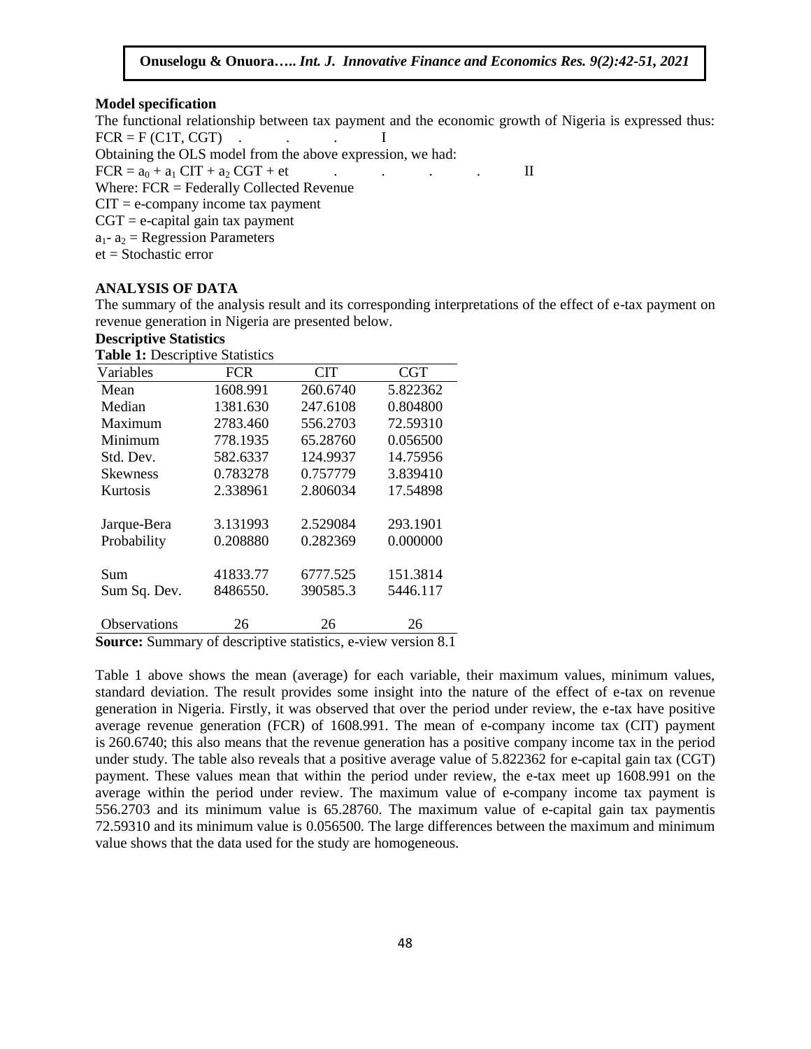### Model specification

The functional relationship between tax payment and the economic growth of Nigeria is expressed thus:

$FCR = F\ (C1T, CGT)$ . . . I

Obtaining the OLS model from the above expression, we had:

$FCR = a_0 + a_1\ CIT + a_2\ CGT + et$ . . . . II

Where: FCR = Federally Collected Revenue

CIT = e-company income tax payment

CGT = e-capital gain tax payment

$a_1$- $a_2$ = Regression Parameters

et = Stochastic error

### ANALYSIS OF DATA

The summary of the analysis result and its corresponding interpretations of the effect of e-tax payment on revenue generation in Nigeria are presented below.

### Descriptive Statistics

**Table 1:** Descriptive Statistics

| Variables | FCR | CIT | CGT |
|---|---|---|---|
| Mean | 1608.991 | 260.6740 | 5.822362 |
| Median | 1381.630 | 247.6108 | 0.804800 |
| Maximum | 2783.460 | 556.2703 | 72.59310 |
| Minimum | 778.1935 | 65.28760 | 0.056500 |
| Std. Dev. | 582.6337 | 124.9937 | 14.75956 |
| Skewness | 0.783278 | 0.757779 | 3.839410 |
| Kurtosis | 2.338961 | 2.806034 | 17.54898 |
| Jarque-Bera | 3.131993 | 2.529084 | 293.1901 |
| Probability | 0.208880 | 0.282369 | 0.000000 |
| Sum | 41833.77 | 6777.525 | 151.3814 |
| Sum Sq. Dev. | 8486550. | 390585.3 | 5446.117 |
| Observations | 26 | 26 | 26 |

**Source:** Summary of descriptive statistics, e-view version 8.1

Table 1 above shows the mean (average) for each variable, their maximum values, minimum values, standard deviation. The result provides some insight into the nature of the effect of e-tax on revenue generation in Nigeria. Firstly, it was observed that over the period under review, the e-tax have positive average revenue generation (FCR) of 1608.991. The mean of e-company income tax (CIT) payment is 260.6740; this also means that the revenue generation has a positive company income tax in the period under study. The table also reveals that a positive average value of 5.822362 for e-capital gain tax (CGT) payment. These values mean that within the period under review, the e-tax meet up 1608.991 on the average within the period under review. The maximum value of e-company income tax payment is 556.2703 and its minimum value is 65.28760. The maximum value of e-capital gain tax paymentis 72.59310 and its minimum value is 0.056500. The large differences between the maximum and minimum value shows that the data used for the study are homogeneous.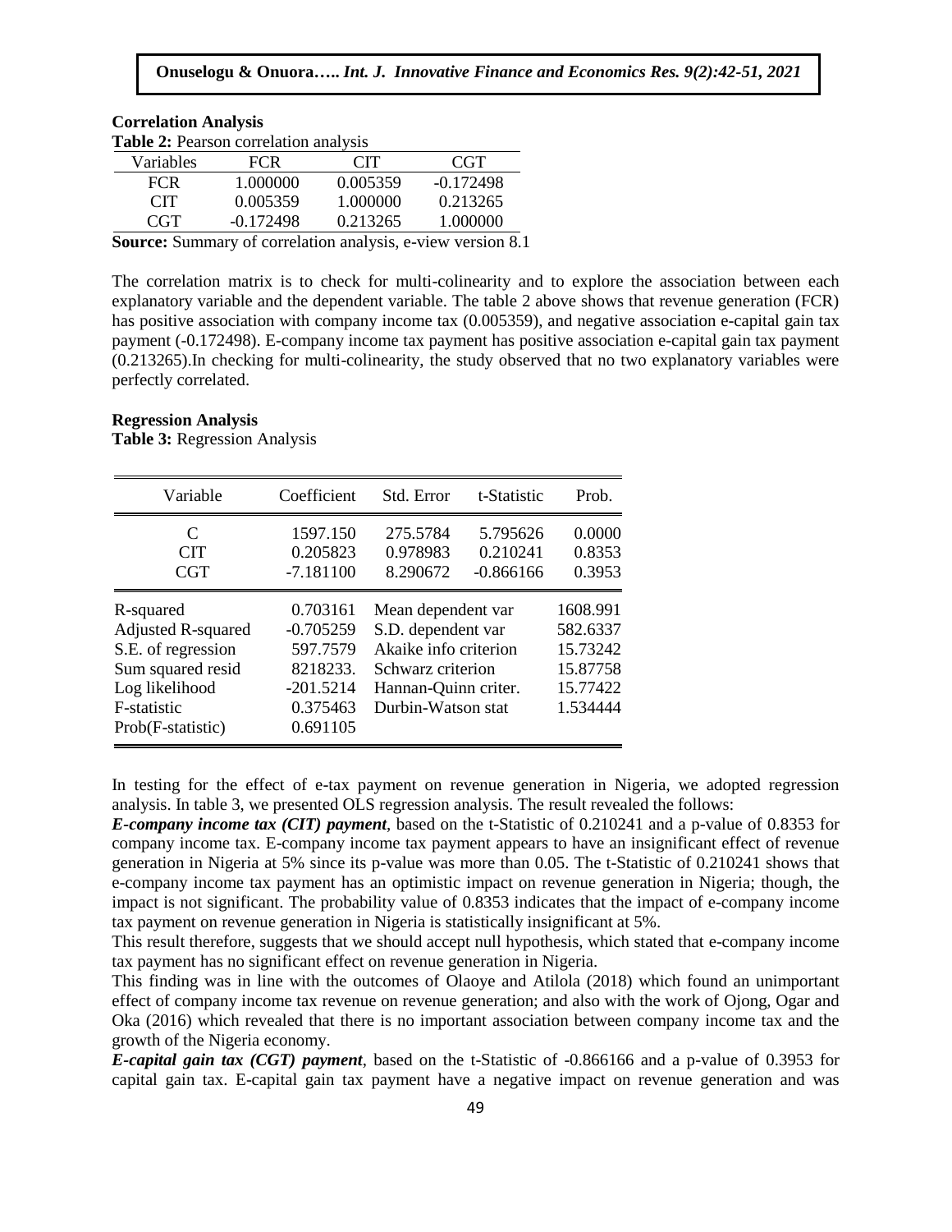### Correlation Analysis

**Table 2:** Pearson correlation analysis

| Variables | FCR | CIT | CGT |
|---|---|---|---|
| FCR | 1.000000 | 0.005359 | -0.172498 |
| CIT | 0.005359 | 1.000000 | 0.213265 |
| CGT | -0.172498 | 0.213265 | 1.000000 |

**Source:** Summary of correlation analysis, e-view version 8.1

The correlation matrix is to check for multi-colinearity and to explore the association between each explanatory variable and the dependent variable. The table 2 above shows that revenue generation (FCR) has positive association with company income tax (0.005359), and negative association e-capital gain tax payment (-0.172498). E-company income tax payment has positive association e-capital gain tax payment (0.213265).In checking for multi-colinearity, the study observed that no two explanatory variables were perfectly correlated.

### Regression Analysis

**Table 3:** Regression Analysis

| Variable | Coefficient | Std. Error | t-Statistic | Prob. |
|---|---|---|---|---|
| C | 1597.150 | 275.5784 | 5.795626 | 0.0000 |
| CIT | 0.205823 | 0.978983 | 0.210241 | 0.8353 |
| CGT | -7.181100 | 8.290672 | -0.866166 | 0.3953 |
| R-squared | 0.703161 | Mean dependent var | | 1608.991 |
| Adjusted R-squared | -0.705259 | S.D. dependent var | | 582.6337 |
| S.E. of regression | 597.7579 | Akaike info criterion | | 15.73242 |
| Sum squared resid | 8218233. | Schwarz criterion | | 15.87758 |
| Log likelihood | -201.5214 | Hannan-Quinn criter. | | 15.77422 |
| F-statistic | 0.375463 | Durbin-Watson stat | | 1.534444 |
| Prob(F-statistic) | 0.691105 | | | |

In testing for the effect of e-tax payment on revenue generation in Nigeria, we adopted regression analysis. In table 3, we presented OLS regression analysis. The result revealed the follows:

***E-company income tax (CIT) payment***, based on the t-Statistic of 0.210241 and a p-value of 0.8353 for company income tax. E-company income tax payment appears to have an insignificant effect of revenue generation in Nigeria at 5% since its p-value was more than 0.05. The t-Statistic of 0.210241 shows that e-company income tax payment has an optimistic impact on revenue generation in Nigeria; though, the impact is not significant. The probability value of 0.8353 indicates that the impact of e-company income tax payment on revenue generation in Nigeria is statistically insignificant at 5%.

This result therefore, suggests that we should accept null hypothesis, which stated that e-company income tax payment has no significant effect on revenue generation in Nigeria.

This finding was in line with the outcomes of Olaoye and Atilola (2018) which found an unimportant effect of company income tax revenue on revenue generation; and also with the work of Ojong, Ogar and Oka (2016) which revealed that there is no important association between company income tax and the growth of the Nigeria economy.

***E-capital gain tax (CGT) payment***, based on the t-Statistic of -0.866166 and a p-value of 0.3953 for capital gain tax. E-capital gain tax payment have a negative impact on revenue generation and was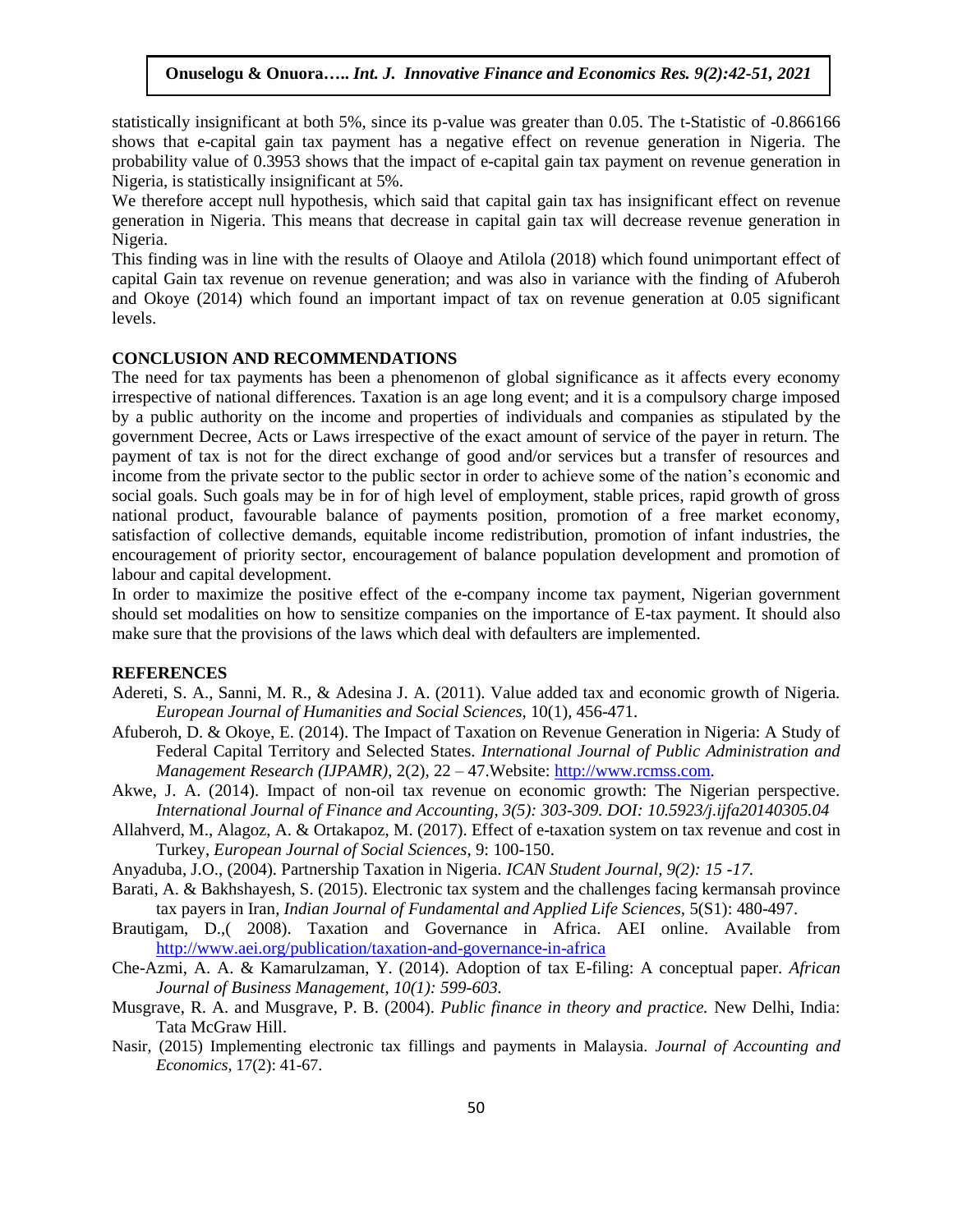statistically insignificant at both 5%, since its p-value was greater than 0.05. The t-Statistic of -0.866166 shows that e-capital gain tax payment has a negative effect on revenue generation in Nigeria. The probability value of 0.3953 shows that the impact of e-capital gain tax payment on revenue generation in Nigeria, is statistically insignificant at 5%.

We therefore accept null hypothesis, which said that capital gain tax has insignificant effect on revenue generation in Nigeria. This means that decrease in capital gain tax will decrease revenue generation in Nigeria.

This finding was in line with the results of Olaoye and Atilola (2018) which found unimportant effect of capital Gain tax revenue on revenue generation; and was also in variance with the finding of Afuberoh and Okoye (2014) which found an important impact of tax on revenue generation at 0.05 significant levels.

## CONCLUSION AND RECOMMENDATIONS

The need for tax payments has been a phenomenon of global significance as it affects every economy irrespective of national differences. Taxation is an age long event; and it is a compulsory charge imposed by a public authority on the income and properties of individuals and companies as stipulated by the government Decree, Acts or Laws irrespective of the exact amount of service of the payer in return. The payment of tax is not for the direct exchange of good and/or services but a transfer of resources and income from the private sector to the public sector in order to achieve some of the nation's economic and social goals. Such goals may be in for of high level of employment, stable prices, rapid growth of gross national product, favourable balance of payments position, promotion of a free market economy, satisfaction of collective demands, equitable income redistribution, promotion of infant industries, the encouragement of priority sector, encouragement of balance population development and promotion of labour and capital development.

In order to maximize the positive effect of the e-company income tax payment, Nigerian government should set modalities on how to sensitize companies on the importance of E-tax payment. It should also make sure that the provisions of the laws which deal with defaulters are implemented.

## REFERENCES

Adereti, S. A., Sanni, M. R., & Adesina J. A. (2011). Value added tax and economic growth of Nigeria. *European Journal of Humanities and Social Sciences,* 10(1), 456-471.

Afuberoh, D. & Okoye, E. (2014). The Impact of Taxation on Revenue Generation in Nigeria: A Study of Federal Capital Territory and Selected States. *International Journal of Public Administration and Management Research (IJPAMR),* 2(2), 22 – 47.Website: http://www.rcmss.com.

Akwe, J. A. (2014). Impact of non-oil tax revenue on economic growth: The Nigerian perspective. *International Journal of Finance and Accounting, 3(5): 303-309. DOI: 10.5923/j.ijfa20140305.04*

Allahverd, M., Alagoz, A. & Ortakapoz, M. (2017). Effect of e-taxation system on tax revenue and cost in Turkey, *European Journal of Social Sciences*, 9: 100-150.

Anyaduba, J.O., (2004). Partnership Taxation in Nigeria. *ICAN Student Journal, 9(2): 15 -17.*

Barati, A. & Bakhshayesh, S. (2015). Electronic tax system and the challenges facing kermansah province tax payers in Iran, *Indian Journal of Fundamental and Applied Life Sciences*, 5(S1): 480-497.

Brautigam, D.,( 2008). Taxation and Governance in Africa. AEI online. Available from http://www.aei.org/publication/taxation-and-governance-in-africa

Che-Azmi, A. A. & Kamarulzaman, Y. (2014). Adoption of tax E-filing: A conceptual paper. *African Journal of Business Management*, *10(1): 599-603.*

Musgrave, R. A. and Musgrave, P. B. (2004). *Public finance in theory and practice.* New Delhi, India: Tata McGraw Hill.

Nasir, (2015) Implementing electronic tax fillings and payments in Malaysia. *Journal of Accounting and Economics,* 17(2): 41-67.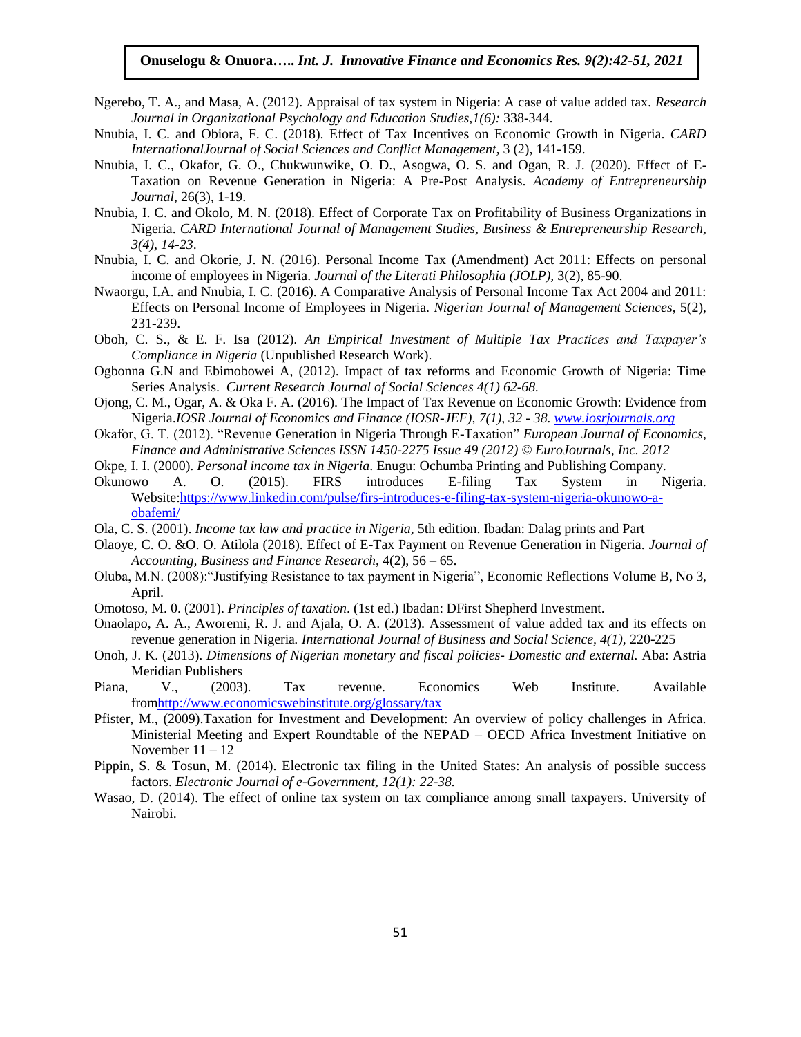Ngerebo, T. A., and Masa, A. (2012). Appraisal of tax system in Nigeria: A case of value added tax. *Research Journal in Organizational Psychology and Education Studies,1(6):* 338-344.

Nnubia, I. C. and Obiora, F. C. (2018). Effect of Tax Incentives on Economic Growth in Nigeria. *CARD InternationalJournal of Social Sciences and Conflict Management,* 3 (2), 141-159.

Nnubia, I. C., Okafor, G. O., Chukwunwike, O. D., Asogwa, O. S. and Ogan, R. J. (2020). Effect of E-Taxation on Revenue Generation in Nigeria: A Pre-Post Analysis. *Academy of Entrepreneurship Journal*, 26(3), 1-19.

Nnubia, I. C. and Okolo, M. N. (2018). Effect of Corporate Tax on Profitability of Business Organizations in Nigeria. *CARD International Journal of Management Studies, Business & Entrepreneurship Research, 3(4), 14-23*.

Nnubia, I. C. and Okorie, J. N. (2016). Personal Income Tax (Amendment) Act 2011: Effects on personal income of employees in Nigeria. *Journal of the Literati Philosophia (JOLP),* 3(2), 85-90.

Nwaorgu, I.A. and Nnubia, I. C. (2016). A Comparative Analysis of Personal Income Tax Act 2004 and 2011: Effects on Personal Income of Employees in Nigeria. *Nigerian Journal of Management Sciences*, 5(2), 231-239.

Oboh, C. S., & E. F. Isa (2012). *An Empirical Investment of Multiple Tax Practices and Taxpayer's Compliance in Nigeria* (Unpublished Research Work).

Ogbonna G.N and Ebimobowei A, (2012). Impact of tax reforms and Economic Growth of Nigeria: Time Series Analysis. *Current Research Journal of Social Sciences 4(1) 62-68.*

Ojong, C. M., Ogar, A. & Oka F. A. (2016). The Impact of Tax Revenue on Economic Growth: Evidence from Nigeria.*IOSR Journal of Economics and Finance (IOSR-JEF), 7(1), 32 - 38. www.iosrjournals.org*

Okafor, G. T. (2012). "Revenue Generation in Nigeria Through E-Taxation" *European Journal of Economics, Finance and Administrative Sciences ISSN 1450-2275 Issue 49 (2012) © EuroJournals, Inc. 2012*

Okpe, I. I. (2000). *Personal income tax in Nigeria*. Enugu: Ochumba Printing and Publishing Company.

Okunowo A. O. (2015). FIRS introduces E-filing Tax System in Nigeria. Website:https://www.linkedin.com/pulse/firs-introduces-e-filing-tax-system-nigeria-okunowo-a-obafemi/

Ola, C. S. (2001). *Income tax law and practice in Nigeria*, 5th edition. Ibadan: Dalag prints and Part

Olaoye, C. O. &O. O. Atilola (2018). Effect of E-Tax Payment on Revenue Generation in Nigeria. *Journal of Accounting, Business and Finance Research,* 4(2), 56 – 65.

Oluba, M.N. (2008):"Justifying Resistance to tax payment in Nigeria", Economic Reflections Volume B, No 3, April.

Omotoso, M. 0. (2001). *Principles of taxation*. (1st ed.) Ibadan: DFirst Shepherd Investment.

Onaolapo, A. A., Aworemi, R. J. and Ajala, O. A. (2013). Assessment of value added tax and its effects on revenue generation in Nigeria*. International Journal of Business and Social Science, 4(1),* 220-225

Onoh, J. K. (2013). *Dimensions of Nigerian monetary and fiscal policies- Domestic and external.* Aba: Astria Meridian Publishers

Piana, V., (2003). Tax revenue. Economics Web Institute. Available fromhttp://www.economicswebinstitute.org/glossary/tax

Pfister, M., (2009).Taxation for Investment and Development: An overview of policy challenges in Africa. Ministerial Meeting and Expert Roundtable of the NEPAD – OECD Africa Investment Initiative on November 11 – 12

Pippin, S. & Tosun, M. (2014). Electronic tax filing in the United States: An analysis of possible success factors. *Electronic Journal of e-Government, 12(1): 22-38.*

Wasao, D. (2014). The effect of online tax system on tax compliance among small taxpayers. University of Nairobi.